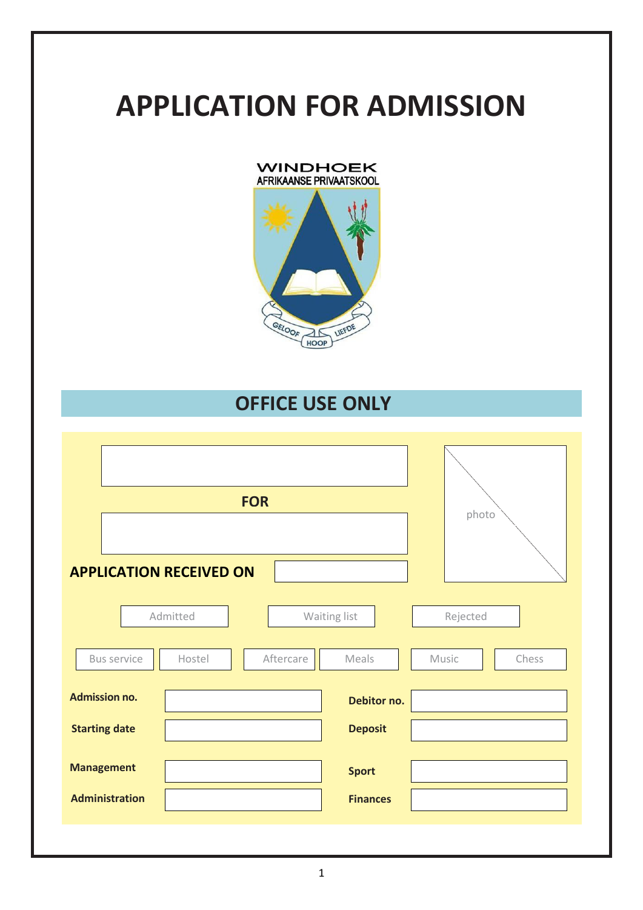# APPLICATION FOR ADMISSION

WINDHOEK
AFRIKAANSE PRIVAATSKOOL

GELOOF HOOP LIEFDE

## OFFICE USE ONLY

**FOR**

photo

**APPLICATION RECEIVED ON**

Admitted | Waiting list | Rejected

Bus service | Hostel | Aftercare | Meals | Music | Chess

| | | | |
|---|---|---|---|
| **Admission no.** | | **Debitor no.** | |
| **Starting date** | | **Deposit** | |
| **Management** | | **Sport** | |
| **Administration** | | **Finances** | |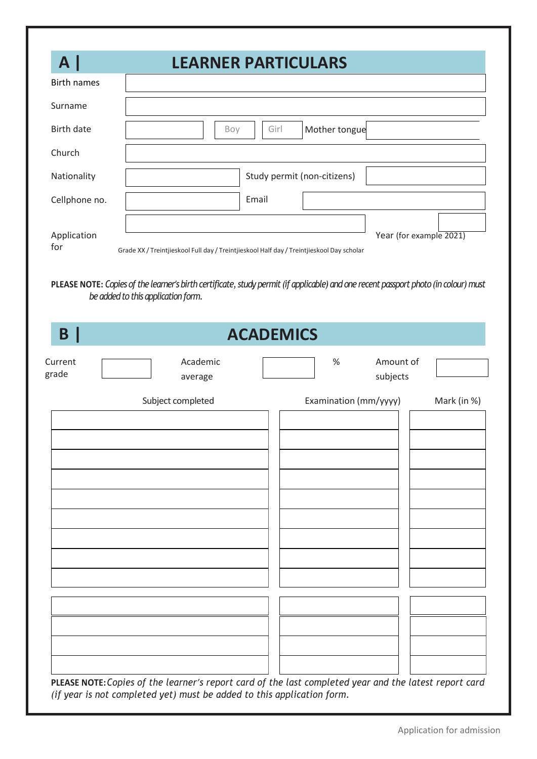## A | LEARNER PARTICULARS

| | | | | |
|---|---|---|---|---|
| Birth names | | | | |
| Surname | | | | |
| Birth date | | Boy | Girl | Mother tongue |
| Church | | | | |
| Nationality | | Study permit (non-citizens) | | |
| Cellphone no. | | Email | | |
| Application for | | Year (for example 2021) | | |

Grade XX / Treintjieskool Full day / Treintjieskool Half day / Treintjieskool Day scholar

**PLEASE NOTE:** *Copies of the learner's birth certificate, study permit (if applicable) and one recent passport photo (in colour) must be added to this application form.*

## B | ACADEMICS

| Current grade | | Academic average | | % | Amount of subjects | |
|---|---|---|---|---|---|---|

| Subject completed | Examination (mm/yyyy) | Mark (in %) |
|---|---|---|
| | | |
| | | |
| | | |
| | | |
| | | |
| | | |
| | | |
| | | |
| | | |
| | | |
| | | |
| | | |
| | | |

**PLEASE NOTE:** *Copies of the learner's report card of the last completed year and the latest report card (if year is not completed yet) must be added to this application form.*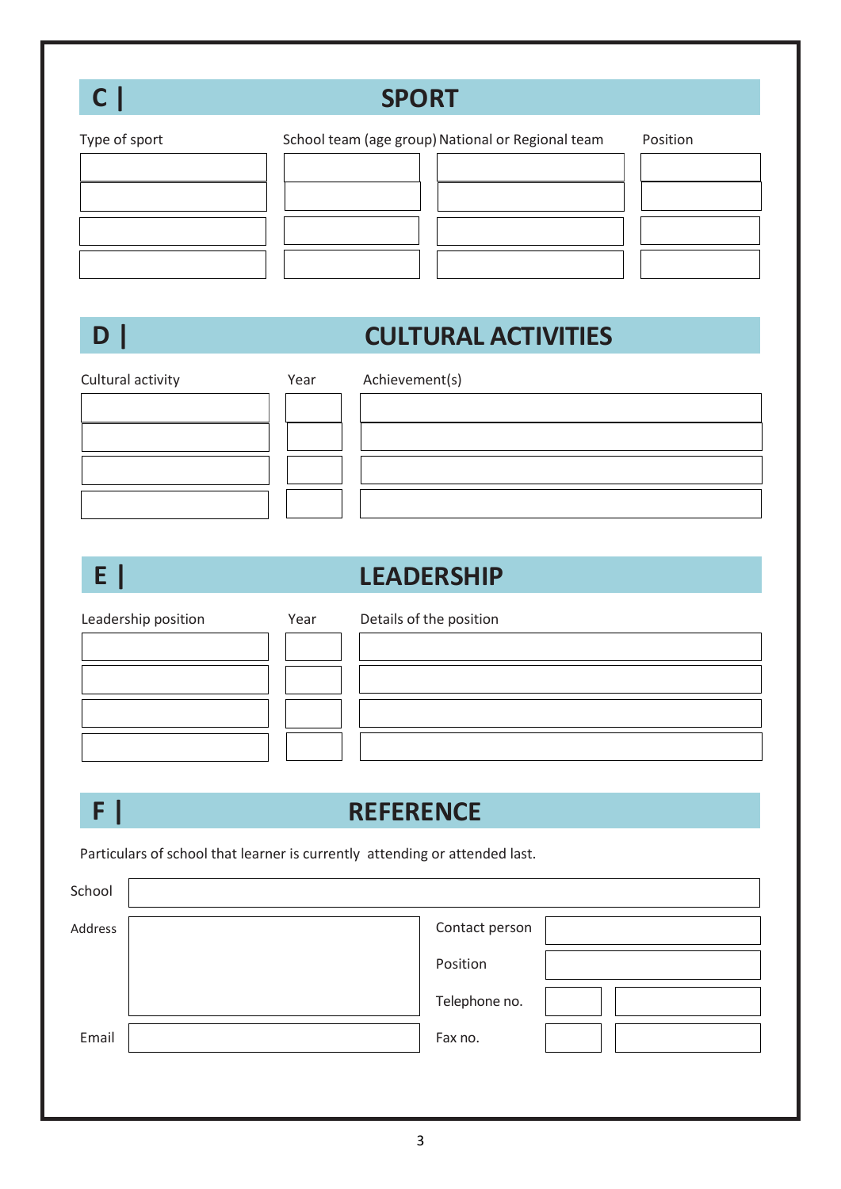## C | SPORT

| Type of sport | School team (age group) | National or Regional team | Position |
|---|---|---|---|
| | | | |
| | | | |
| | | | |
| | | | |

## D | CULTURAL ACTIVITIES

| Cultural activity | Year | Achievement(s) |
|---|---|---|
| | | |
| | | |
| | | |
| | | |

## E | LEADERSHIP

| Leadership position | Year | Details of the position |
|---|---|---|
| | | |
| | | |
| | | |
| | | |

## F | REFERENCE

Particulars of school that learner is currently attending or attended last.

| | | | | |
|---|---|---|---|---|
| School | | | | |
| Address | | Contact person | | |
| | | Position | | |
| | | Telephone no. | | |
| Email | | Fax no. | | |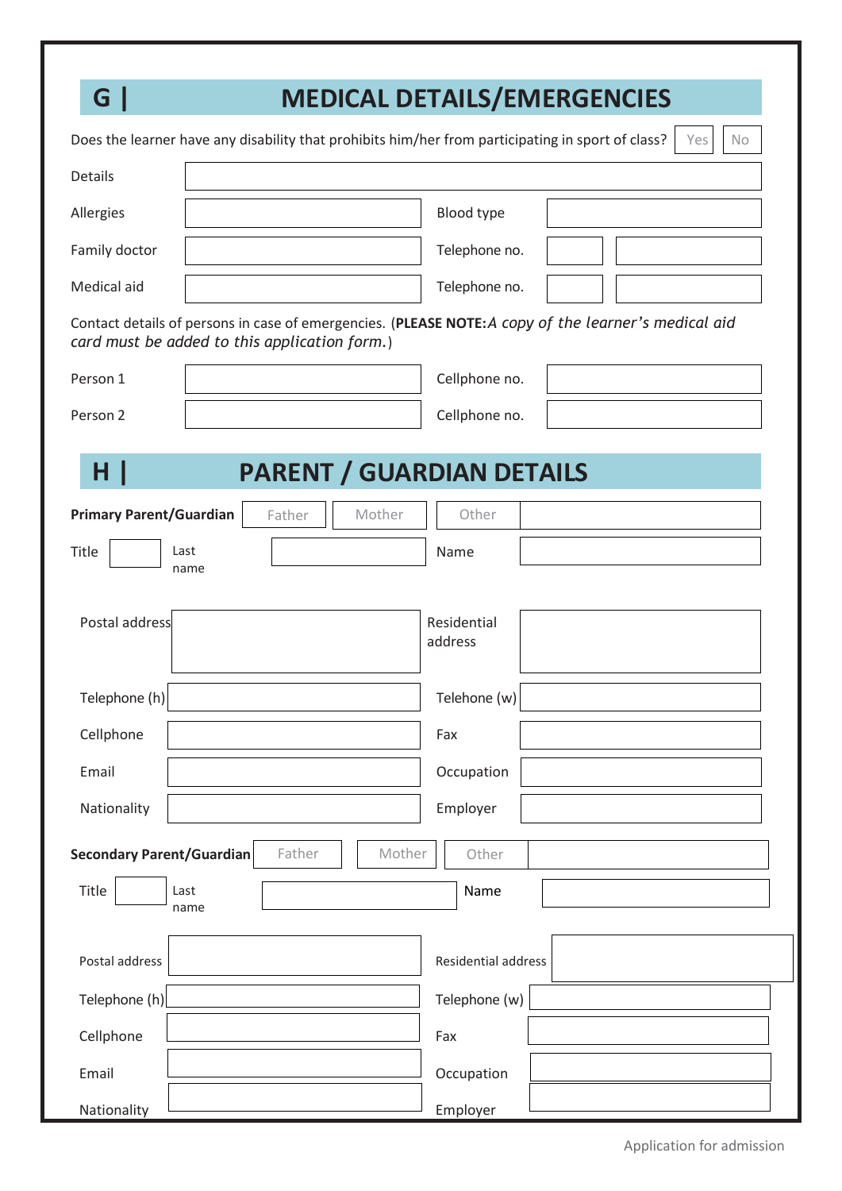## G | MEDICAL DETAILS/EMERGENCIES

Does the learner have any disability that prohibits him/her from participating in sport of class? Yes / No

| | | | |
|---|---|---|---|
| Details | | | |
| Allergies | | Blood type | |
| Family doctor | | Telephone no. | |
| Medical aid | | Telephone no. | |

Contact details of persons in case of emergencies. (**PLEASE NOTE:** *A copy of the learner's medical aid card must be added to this application form.*)

| | | | |
|---|---|---|---|
| Person 1 | | Cellphone no. | |
| Person 2 | | Cellphone no. | |

## H | PARENT / GUARDIAN DETAILS

**Primary Parent/Guardian** Father / Mother / Other

| | | | |
|---|---|---|---|
| Title | | Last name | |
| Name | | | |
| Postal address | | Residential address | |
| Telephone (h) | | Telehone (w) | |
| Cellphone | | Fax | |
| Email | | Occupation | |
| Nationality | | Employer | |

**Secondary Parent/Guardian** Father / Mother / Other

| | | | |
|---|---|---|---|
| Title | | Last name | |
| Name | | | |
| Postal address | | Residential address | |
| Telephone (h) | | Telephone (w) | |
| Cellphone | | Fax | |
| Email | | Occupation | |
| Nationality | | Employer | |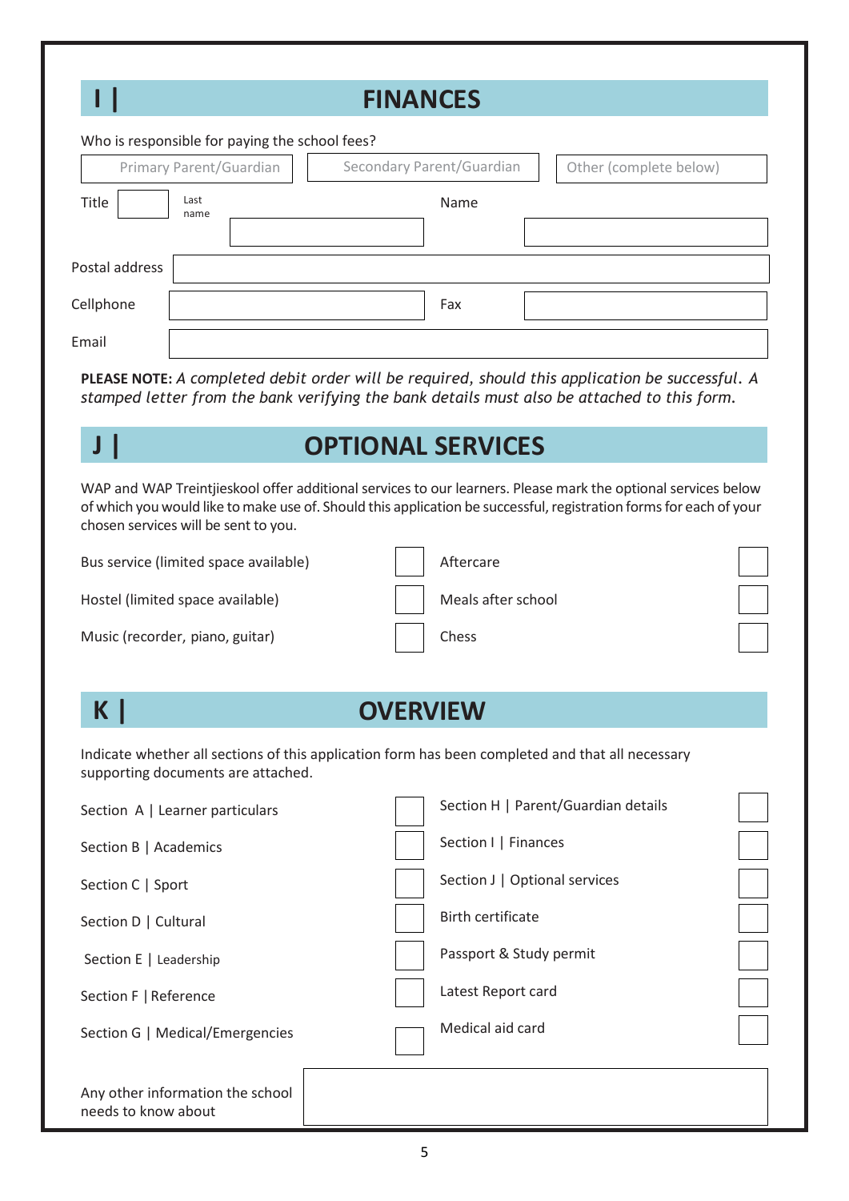## I | FINANCES

Who is responsible for paying the school fees?

| Primary Parent/Guardian | Secondary Parent/Guardian | Other (complete below) |
|---|---|---|

| Title | | Last name | | Name | |
|---|---|---|---|---|---|
| Postal address | | | | | |
| Cellphone | | | Fax | | |
| Email | | | | | |

**PLEASE NOTE:** *A completed debit order will be required, should this application be successful. A stamped letter from the bank verifying the bank details must also be attached to this form.*

## J | OPTIONAL SERVICES

WAP and WAP Treintjieskool offer additional services to our learners. Please mark the optional services below of which you would like to make use of. Should this application be successful, registration forms for each of your chosen services will be sent to you.

| Service | | Service | |
|---|---|---|---|
| Bus service (limited space available) | | Aftercare | |
| Hostel (limited space available) | | Meals after school | |
| Music (recorder, piano, guitar) | | Chess | |

## K | OVERVIEW

Indicate whether all sections of this application form has been completed and that all necessary supporting documents are attached.

| Item | | Item | |
|---|---|---|---|
| Section A \| Learner particulars | | Section H \| Parent/Guardian details | |
| Section B \| Academics | | Section I \| Finances | |
| Section C \| Sport | | Section J \| Optional services | |
| Section D \| Cultural | | Birth certificate | |
| Section E \| Leadership | | Passport & Study permit | |
| Section F \| Reference | | Latest Report card | |
| Section G \| Medical/Emergencies | | Medical aid card | |

| Any other information the school needs to know about | |
|---|---|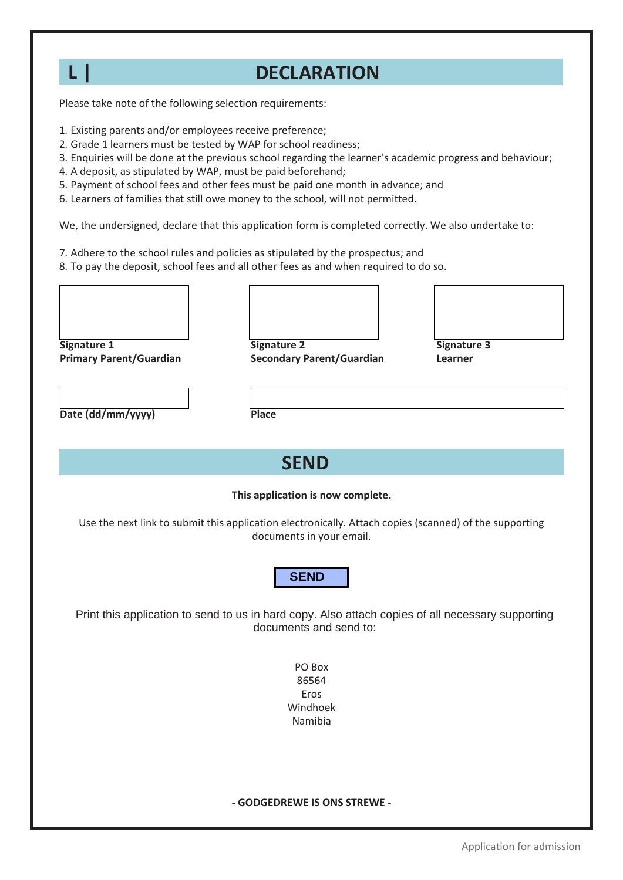## L | DECLARATION

Please take note of the following selection requirements:

1. Existing parents and/or employees receive preference;
2. Grade 1 learners must be tested by WAP for school readiness;
3. Enquiries will be done at the previous school regarding the learner's academic progress and behaviour;
4. A deposit, as stipulated by WAP, must be paid beforehand;
5. Payment of school fees and other fees must be paid one month in advance; and
6. Learners of families that still owe money to the school, will not permitted.

We, the undersigned, declare that this application form is completed correctly. We also undertake to:

7. Adhere to the school rules and policies as stipulated by the prospectus; and
8. To pay the deposit, school fees and all other fees as and when required to do so.

| | | |
|---|---|---|
| | | |
| **Signature 1**<br>**Primary Parent/Guardian** | **Signature 2**<br>**Secondary Parent/Guardian** | **Signature 3**<br>**Learner** |

| | |
|---|---|
| | |
| **Date (dd/mm/yyyy)** | **Place** |

## SEND

**This application is now complete.**

Use the next link to submit this application electronically. Attach copies (scanned) of the supporting documents in your email.

**SEND**

Print this application to send to us in hard copy. Also attach copies of all necessary supporting documents and send to:

PO Box
86564
Eros
Windhoek
Namibia

**- GODGEDREWE IS ONS STREWE -**